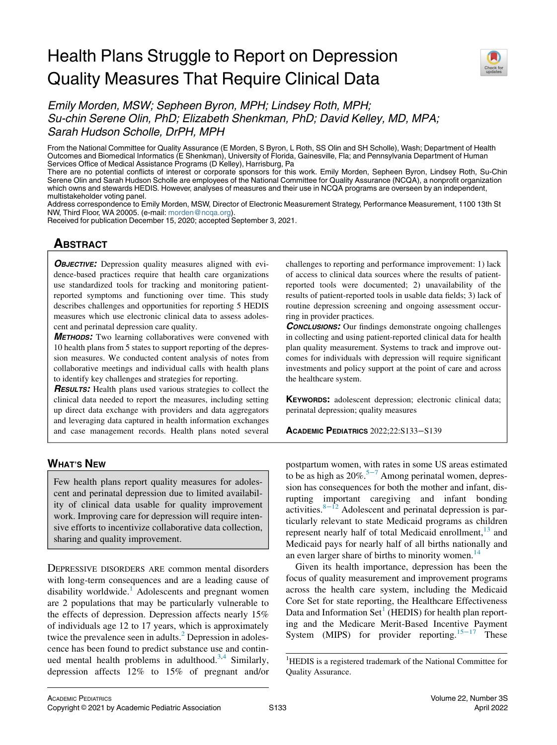# Health Plans Struggle to Report on Depression Quality Measures That Require Clinical Data

*Emily Morden, MSW; Sepheen Byron, MPH; Lindsey Roth, MPH; Su-chin Serene Olin, PhD; Elizabeth Shenkman, PhD; David Kelley, MD, MPA; Sarah Hudson Scholle, DrPH, MPH*

From the National Committee for Quality Assurance (E Morden, S Byron, L Roth, SS Olin and SH Scholle), Wash; Department of Health Outcomes and Biomedical Informatics (E Shenkman), University of Florida, Gainesville, Fla; and Pennsylvania Department of Human Services Office of Medical Assistance Programs (D Kelley), Harrisburg, Pa

There are no potential conflicts of interest or corporate sponsors for this work. Emily Morden, Sepheen Byron, Lindsey Roth, Su-Chin Serene Olin and Sarah Hudson Scholle are employees of the National Committee for Quality Assurance (NCQA), a nonprofit organization which owns and stewards HEDIS. However, analyses of measures and their use in NCQA programs are overseen by an independent, multistakeholder voting panel.

Address correspondence to Emily Morden, MSW, Director of Electronic Measurement Strategy, Performance Measurement, 1100 13th St NW, Third Floor, WA 20005. (e-mail: morden@ncqa.org).

Received for publication December 15, 2020; accepted September 3, 2021.

## Abstract

***Objective:*** Depression quality measures aligned with evidence-based practices require that health care organizations use standardized tools for tracking and monitoring patient-reported symptoms and functioning over time. This study describes challenges and opportunities for reporting 5 HEDIS measures which use electronic clinical data to assess adolescent and perinatal depression care quality.

***Methods:*** Two learning collaboratives were convened with 10 health plans from 5 states to support reporting of the depression measures. We conducted content analysis of notes from collaborative meetings and individual calls with health plans to identify key challenges and strategies for reporting.

***Results:*** Health plans used various strategies to collect the clinical data needed to report the measures, including setting up direct data exchange with providers and data aggregators and leveraging data captured in health information exchanges and case management records. Health plans noted several challenges to reporting and performance improvement: 1) lack of access to clinical data sources where the results of patient-reported tools were documented; 2) unavailability of the results of patient-reported tools in usable data fields; 3) lack of routine depression screening and ongoing assessment occurring in provider practices.

***Conclusions:*** Our findings demonstrate ongoing challenges in collecting and using patient-reported clinical data for health plan quality measurement. Systems to track and improve outcomes for individuals with depression will require significant investments and policy support at the point of care and across the healthcare system.

**Keywords:** adolescent depression; electronic clinical data; perinatal depression; quality measures

Academic Pediatrics 2022;22:S133−S139

## What's New

Few health plans report quality measures for adolescent and perinatal depression due to limited availability of clinical data usable for quality improvement work. Improving care for depression will require intensive efforts to incentivize collaborative data collection, sharing and quality improvement.

Depressive disorders are common mental disorders with long-term consequences and are a leading cause of disability worldwide.[1] Adolescents and pregnant women are 2 populations that may be particularly vulnerable to the effects of depression. Depression affects nearly 15% of individuals age 12 to 17 years, which is approximately twice the prevalence seen in adults.[2] Depression in adolescence has been found to predict substance use and continued mental health problems in adulthood.[3,4] Similarly, depression affects 12% to 15% of pregnant and/or postpartum women, with rates in some US areas estimated to be as high as 20%.[5−7] Among perinatal women, depression has consequences for both the mother and infant, disrupting important caregiving and infant bonding activities.[8−12] Adolescent and perinatal depression is particularly relevant to state Medicaid programs as children represent nearly half of total Medicaid enrollment,[13] and Medicaid pays for nearly half of all births nationally and an even larger share of births to minority women.[14]

Given its health importance, depression has been the focus of quality measurement and improvement programs across the health care system, including the Medicaid Core Set for state reporting, the Healthcare Effectiveness Data and Information Set[1] (HEDIS) for health plan reporting and the Medicare Merit-Based Incentive Payment System (MIPS) for provider reporting.[15−17] These

[1] HEDIS is a registered trademark of the National Committee for Quality Assurance.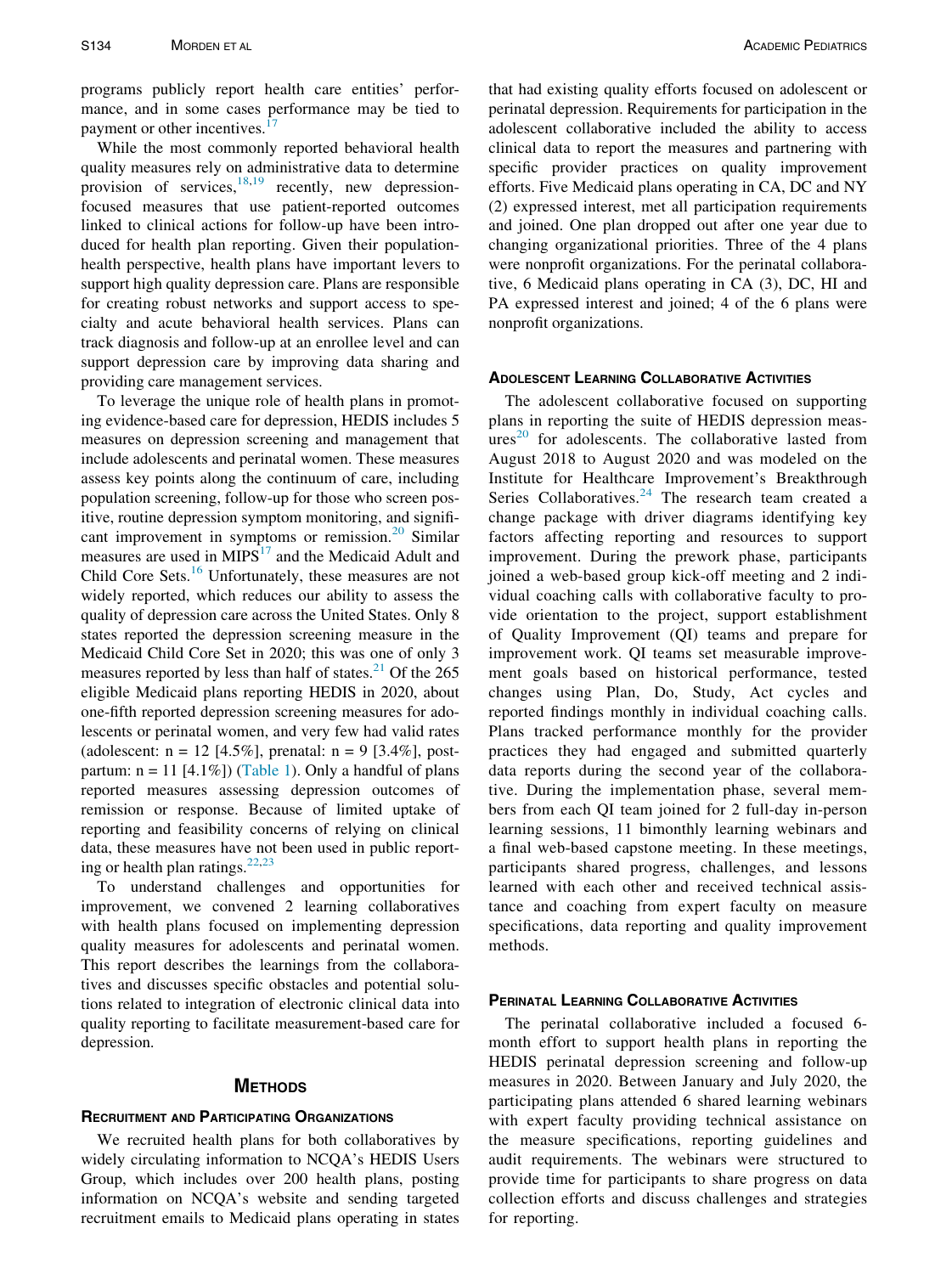programs publicly report health care entities' performance, and in some cases performance may be tied to payment or other incentives.[17]

While the most commonly reported behavioral health quality measures rely on administrative data to determine provision of services,[18,19] recently, new depression-focused measures that use patient-reported outcomes linked to clinical actions for follow-up have been introduced for health plan reporting. Given their population-health perspective, health plans have important levers to support high quality depression care. Plans are responsible for creating robust networks and support access to specialty and acute behavioral health services. Plans can track diagnosis and follow-up at an enrollee level and can support depression care by improving data sharing and providing care management services.

To leverage the unique role of health plans in promoting evidence-based care for depression, HEDIS includes 5 measures on depression screening and management that include adolescents and perinatal women. These measures assess key points along the continuum of care, including population screening, follow-up for those who screen positive, routine depression symptom monitoring, and significant improvement in symptoms or remission.[20] Similar measures are used in MIPS[17] and the Medicaid Adult and Child Core Sets.[16] Unfortunately, these measures are not widely reported, which reduces our ability to assess the quality of depression care across the United States. Only 8 states reported the depression screening measure in the Medicaid Child Core Set in 2020; this was one of only 3 measures reported by less than half of states.[21] Of the 265 eligible Medicaid plans reporting HEDIS in 2020, about one-fifth reported depression screening measures for adolescents or perinatal women, and very few had valid rates (adolescent: n = 12 [4.5%], prenatal: n = 9 [3.4%], postpartum: n = 11 [4.1%]) (Table 1). Only a handful of plans reported measures assessing depression outcomes of remission or response. Because of limited uptake of reporting and feasibility concerns of relying on clinical data, these measures have not been used in public reporting or health plan ratings.[22,23]

To understand challenges and opportunities for improvement, we convened 2 learning collaboratives with health plans focused on implementing depression quality measures for adolescents and perinatal women. This report describes the learnings from the collaboratives and discusses specific obstacles and potential solutions related to integration of electronic clinical data into quality reporting to facilitate measurement-based care for depression.

## Methods

### Recruitment and Participating Organizations

We recruited health plans for both collaboratives by widely circulating information to NCQA's HEDIS Users Group, which includes over 200 health plans, posting information on NCQA's website and sending targeted recruitment emails to Medicaid plans operating in states that had existing quality efforts focused on adolescent or perinatal depression. Requirements for participation in the adolescent collaborative included the ability to access clinical data to report the measures and partnering with specific provider practices on quality improvement efforts. Five Medicaid plans operating in CA, DC and NY (2) expressed interest, met all participation requirements and joined. One plan dropped out after one year due to changing organizational priorities. Three of the 4 plans were nonprofit organizations. For the perinatal collaborative, 6 Medicaid plans operating in CA (3), DC, HI and PA expressed interest and joined; 4 of the 6 plans were nonprofit organizations.

### Adolescent Learning Collaborative Activities

The adolescent collaborative focused on supporting plans in reporting the suite of HEDIS depression measures[20] for adolescents. The collaborative lasted from August 2018 to August 2020 and was modeled on the Institute for Healthcare Improvement's Breakthrough Series Collaboratives.[24] The research team created a change package with driver diagrams identifying key factors affecting reporting and resources to support improvement. During the prework phase, participants joined a web-based group kick-off meeting and 2 individual coaching calls with collaborative faculty to provide orientation to the project, support establishment of Quality Improvement (QI) teams and prepare for improvement work. QI teams set measurable improvement goals based on historical performance, tested changes using Plan, Do, Study, Act cycles and reported findings monthly in individual coaching calls. Plans tracked performance monthly for the provider practices they had engaged and submitted quarterly data reports during the second year of the collaborative. During the implementation phase, several members from each QI team joined for 2 full-day in-person learning sessions, 11 bimonthly learning webinars and a final web-based capstone meeting. In these meetings, participants shared progress, challenges, and lessons learned with each other and received technical assistance and coaching from expert faculty on measure specifications, data reporting and quality improvement methods.

### Perinatal Learning Collaborative Activities

The perinatal collaborative included a focused 6-month effort to support health plans in reporting the HEDIS perinatal depression screening and follow-up measures in 2020. Between January and July 2020, the participating plans attended 6 shared learning webinars with expert faculty providing technical assistance on the measure specifications, reporting guidelines and audit requirements. The webinars were structured to provide time for participants to share progress on data collection efforts and discuss challenges and strategies for reporting.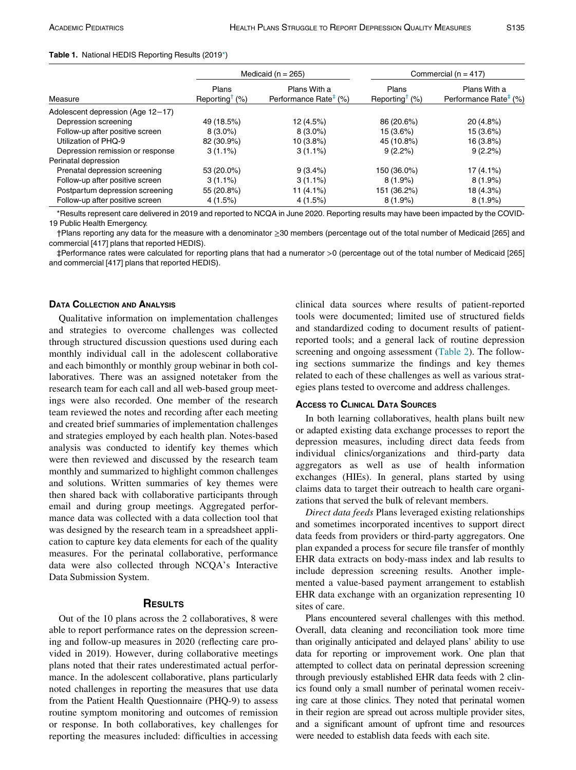**Table 1.** National HEDIS Reporting Results (2019*)

| Measure | Medicaid (n = 265) | | Commercial (n = 417) | |
|---|---|---|---|---|
| | Plans Reporting† (%) | Plans With a Performance Rate‡ (%) | Plans Reporting† (%) | Plans With a Performance Rate‡ (%) |
| Adolescent depression (Age 12−17) | | | | |
| Depression screening | 49 (18.5%) | 12 (4.5%) | 86 (20.6%) | 20 (4.8%) |
| Follow-up after positive screen | 8 (3.0%) | 8 (3.0%) | 15 (3.6%) | 15 (3.6%) |
| Utilization of PHQ-9 | 82 (30.9%) | 10 (3.8%) | 45 (10.8%) | 16 (3.8%) |
| Depression remission or response | 3 (1.1%) | 3 (1.1%) | 9 (2.2%) | 9 (2.2%) |
| Perinatal depression | | | | |
| Prenatal depression screening | 53 (20.0%) | 9 (3.4%) | 150 (36.0%) | 17 (4.1%) |
| Follow-up after positive screen | 3 (1.1%) | 3 (1.1%) | 8 (1.9%) | 8 (1.9%) |
| Postpartum depression screening | 55 (20.8%) | 11 (4.1%) | 151 (36.2%) | 18 (4.3%) |
| Follow-up after positive screen | 4 (1.5%) | 4 (1.5%) | 8 (1.9%) | 8 (1.9%) |

*Results represent care delivered in 2019 and reported to NCQA in June 2020. Reporting results may have been impacted by the COVID-19 Public Health Emergency.

†Plans reporting any data for the measure with a denominator ≥30 members (percentage out of the total number of Medicaid [265] and commercial [417] plans that reported HEDIS).

‡Performance rates were calculated for reporting plans that had a numerator >0 (percentage out of the total number of Medicaid [265] and commercial [417] plans that reported HEDIS).

### Data Collection and Analysis

Qualitative information on implementation challenges and strategies to overcome challenges was collected through structured discussion questions used during each monthly individual call in the adolescent collaborative and each bimonthly or monthly group webinar in both collaboratives. There was an assigned notetaker from the research team for each call and all web-based group meetings were also recorded. One member of the research team reviewed the notes and recording after each meeting and created brief summaries of implementation challenges and strategies employed by each health plan. Notes-based analysis was conducted to identify key themes which were then reviewed and discussed by the research team monthly and summarized to highlight common challenges and solutions. Written summaries of key themes were then shared back with collaborative participants through email and during group meetings. Aggregated performance data was collected with a data collection tool that was designed by the research team in a spreadsheet application to capture key data elements for each of the quality measures. For the perinatal collaborative, performance data were also collected through NCQA's Interactive Data Submission System.

## Results

Out of the 10 plans across the 2 collaboratives, 8 were able to report performance rates on the depression screening and follow-up measures in 2020 (reflecting care provided in 2019). However, during collaborative meetings plans noted that their rates underestimated actual performance. In the adolescent collaborative, plans particularly noted challenges in reporting the measures that use data from the Patient Health Questionnaire (PHQ-9) to assess routine symptom monitoring and outcomes of remission or response. In both collaboratives, key challenges for reporting the measures included: difficulties in accessing clinical data sources where results of patient-reported tools were documented; limited use of structured fields and standardized coding to document results of patient-reported tools; and a general lack of routine depression screening and ongoing assessment (Table 2). The following sections summarize the findings and key themes related to each of these challenges as well as various strategies plans tested to overcome and address challenges.

### Access to Clinical Data Sources

In both learning collaboratives, health plans built new or adapted existing data exchange processes to report the depression measures, including direct data feeds from individual clinics/organizations and third-party data aggregators as well as use of health information exchanges (HIEs). In general, plans started by using claims data to target their outreach to health care organizations that served the bulk of relevant members.

*Direct data feeds* Plans leveraged existing relationships and sometimes incorporated incentives to support direct data feeds from providers or third-party aggregators. One plan expanded a process for secure file transfer of monthly EHR data extracts on body-mass index and lab results to include depression screening results. Another implemented a value-based payment arrangement to establish EHR data exchange with an organization representing 10 sites of care.

Plans encountered several challenges with this method. Overall, data cleaning and reconciliation took more time than originally anticipated and delayed plans' ability to use data for reporting or improvement work. One plan that attempted to collect data on perinatal depression screening through previously established EHR data feeds with 2 clinics found only a small number of perinatal women receiving care at those clinics. They noted that perinatal women in their region are spread out across multiple provider sites, and a significant amount of upfront time and resources were needed to establish data feeds with each site.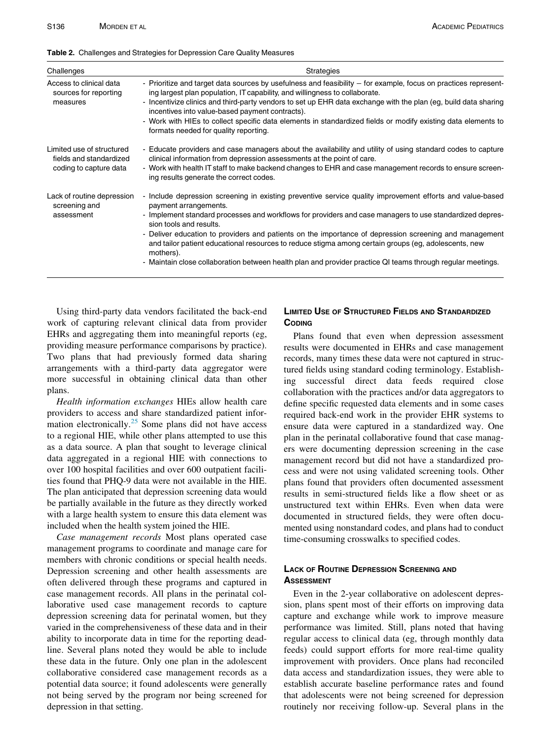**Table 2.** Challenges and Strategies for Depression Care Quality Measures

| Challenges | Strategies |
|---|---|
| Access to clinical data sources for reporting measures | - Prioritize and target data sources by usefulness and feasibility – for example, focus on practices representing largest plan population, IT capability, and willingness to collaborate.<br>- Incentivize clinics and third-party vendors to set up EHR data exchange with the plan (eg, build data sharing incentives into value-based payment contracts).<br>- Work with HIEs to collect specific data elements in standardized fields or modify existing data elements to formats needed for quality reporting. |
| Limited use of structured fields and standardized coding to capture data | - Educate providers and case managers about the availability and utility of using standard codes to capture clinical information from depression assessments at the point of care.<br>- Work with health IT staff to make backend changes to EHR and case management records to ensure screening results generate the correct codes. |
| Lack of routine depression screening and assessment | - Include depression screening in existing preventive service quality improvement efforts and value-based payment arrangements.<br>- Implement standard processes and workflows for providers and case managers to use standardized depression tools and results.<br>- Deliver education to providers and patients on the importance of depression screening and management and tailor patient educational resources to reduce stigma among certain groups (eg, adolescents, new mothers).<br>- Maintain close collaboration between health plan and provider practice QI teams through regular meetings. |

Using third-party data vendors facilitated the back-end work of capturing relevant clinical data from provider EHRs and aggregating them into meaningful reports (eg, providing measure performance comparisons by practice). Two plans that had previously formed data sharing arrangements with a third-party data aggregator were more successful in obtaining clinical data than other plans.

*Health information exchanges* HIEs allow health care providers to access and share standardized patient information electronically.[25] Some plans did not have access to a regional HIE, while other plans attempted to use this as a data source. A plan that sought to leverage clinical data aggregated in a regional HIE with connections to over 100 hospital facilities and over 600 outpatient facilities found that PHQ-9 data were not available in the HIE. The plan anticipated that depression screening data would be partially available in the future as they directly worked with a large health system to ensure this data element was included when the health system joined the HIE.

*Case management records* Most plans operated case management programs to coordinate and manage care for members with chronic conditions or special health needs. Depression screening and other health assessments are often delivered through these programs and captured in case management records. All plans in the perinatal collaborative used case management records to capture depression screening data for perinatal women, but they varied in the comprehensiveness of these data and in their ability to incorporate data in time for the reporting deadline. Several plans noted they would be able to include these data in the future. Only one plan in the adolescent collaborative considered case management records as a potential data source; it found adolescents were generally not being served by the program nor being screened for depression in that setting.

## Limited Use of Structured Fields and Standardized Coding

Plans found that even when depression assessment results were documented in EHRs and case management records, many times these data were not captured in structured fields using standard coding terminology. Establishing successful direct data feeds required close collaboration with the practices and/or data aggregators to define specific requested data elements and in some cases required back-end work in the provider EHR systems to ensure data were captured in a standardized way. One plan in the perinatal collaborative found that case managers were documenting depression screening in the case management record but did not have a standardized process and were not using validated screening tools. Other plans found that providers often documented assessment results in semi-structured fields like a flow sheet or as unstructured text within EHRs. Even when data were documented in structured fields, they were often documented using nonstandard codes, and plans had to conduct time-consuming crosswalks to specified codes.

## Lack of Routine Depression Screening and Assessment

Even in the 2-year collaborative on adolescent depression, plans spent most of their efforts on improving data capture and exchange while work to improve measure performance was limited. Still, plans noted that having regular access to clinical data (eg, through monthly data feeds) could support efforts for more real-time quality improvement with providers. Once plans had reconciled data access and standardization issues, they were able to establish accurate baseline performance rates and found that adolescents were not being screened for depression routinely nor receiving follow-up. Several plans in the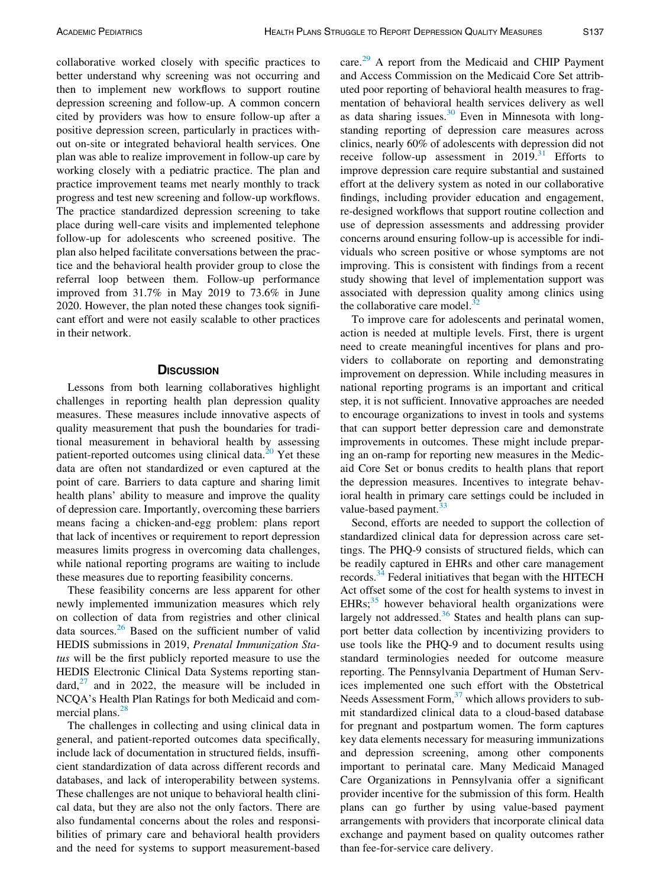collaborative worked closely with specific practices to better understand why screening was not occurring and then to implement new workflows to support routine depression screening and follow-up. A common concern cited by providers was how to ensure follow-up after a positive depression screen, particularly in practices without on-site or integrated behavioral health services. One plan was able to realize improvement in follow-up care by working closely with a pediatric practice. The plan and practice improvement teams met nearly monthly to track progress and test new screening and follow-up workflows. The practice standardized depression screening to take place during well-care visits and implemented telephone follow-up for adolescents who screened positive. The plan also helped facilitate conversations between the practice and the behavioral health provider group to close the referral loop between them. Follow-up performance improved from 31.7% in May 2019 to 73.6% in June 2020. However, the plan noted these changes took significant effort and were not easily scalable to other practices in their network.

## Discussion

Lessons from both learning collaboratives highlight challenges in reporting health plan depression quality measures. These measures include innovative aspects of quality measurement that push the boundaries for traditional measurement in behavioral health by assessing patient-reported outcomes using clinical data.[20] Yet these data are often not standardized or even captured at the point of care. Barriers to data capture and sharing limit health plans' ability to measure and improve the quality of depression care. Importantly, overcoming these barriers means facing a chicken-and-egg problem: plans report that lack of incentives or requirement to report depression measures limits progress in overcoming data challenges, while national reporting programs are waiting to include these measures due to reporting feasibility concerns.

These feasibility concerns are less apparent for other newly implemented immunization measures which rely on collection of data from registries and other clinical data sources.[26] Based on the sufficient number of valid HEDIS submissions in 2019, *Prenatal Immunization Status* will be the first publicly reported measure to use the HEDIS Electronic Clinical Data Systems reporting standard,[27] and in 2022, the measure will be included in NCQA's Health Plan Ratings for both Medicaid and commercial plans.[28]

The challenges in collecting and using clinical data in general, and patient-reported outcomes data specifically, include lack of documentation in structured fields, insufficient standardization of data across different records and databases, and lack of interoperability between systems. These challenges are not unique to behavioral health clinical data, but they are also not the only factors. There are also fundamental concerns about the roles and responsibilities of primary care and behavioral health providers and the need for systems to support measurement-based care.[29] A report from the Medicaid and CHIP Payment and Access Commission on the Medicaid Core Set attributed poor reporting of behavioral health measures to fragmentation of behavioral health services delivery as well as data sharing issues.[30] Even in Minnesota with longstanding reporting of depression care measures across clinics, nearly 60% of adolescents with depression did not receive follow-up assessment in 2019.[31] Efforts to improve depression care require substantial and sustained effort at the delivery system as noted in our collaborative findings, including provider education and engagement, re-designed workflows that support routine collection and use of depression assessments and addressing provider concerns around ensuring follow-up is accessible for individuals who screen positive or whose symptoms are not improving. This is consistent with findings from a recent study showing that level of implementation support was associated with depression quality among clinics using the collaborative care model.[32]

To improve care for adolescents and perinatal women, action is needed at multiple levels. First, there is urgent need to create meaningful incentives for plans and providers to collaborate on reporting and demonstrating improvement on depression. While including measures in national reporting programs is an important and critical step, it is not sufficient. Innovative approaches are needed to encourage organizations to invest in tools and systems that can support better depression care and demonstrate improvements in outcomes. These might include preparing an on-ramp for reporting new measures in the Medicaid Core Set or bonus credits to health plans that report the depression measures. Incentives to integrate behavioral health in primary care settings could be included in value-based payment.[33]

Second, efforts are needed to support the collection of standardized clinical data for depression across care settings. The PHQ-9 consists of structured fields, which can be readily captured in EHRs and other care management records.[34] Federal initiatives that began with the HITECH Act offset some of the cost for health systems to invest in EHRs;[35] however behavioral health organizations were largely not addressed.[36] States and health plans can support better data collection by incentivizing providers to use tools like the PHQ-9 and to document results using standard terminologies needed for outcome measure reporting. The Pennsylvania Department of Human Services implemented one such effort with the Obstetrical Needs Assessment Form,[37] which allows providers to submit standardized clinical data to a cloud-based database for pregnant and postpartum women. The form captures key data elements necessary for measuring immunizations and depression screening, among other components important to perinatal care. Many Medicaid Managed Care Organizations in Pennsylvania offer a significant provider incentive for the submission of this form. Health plans can go further by using value-based payment arrangements with providers that incorporate clinical data exchange and payment based on quality outcomes rather than fee-for-service care delivery.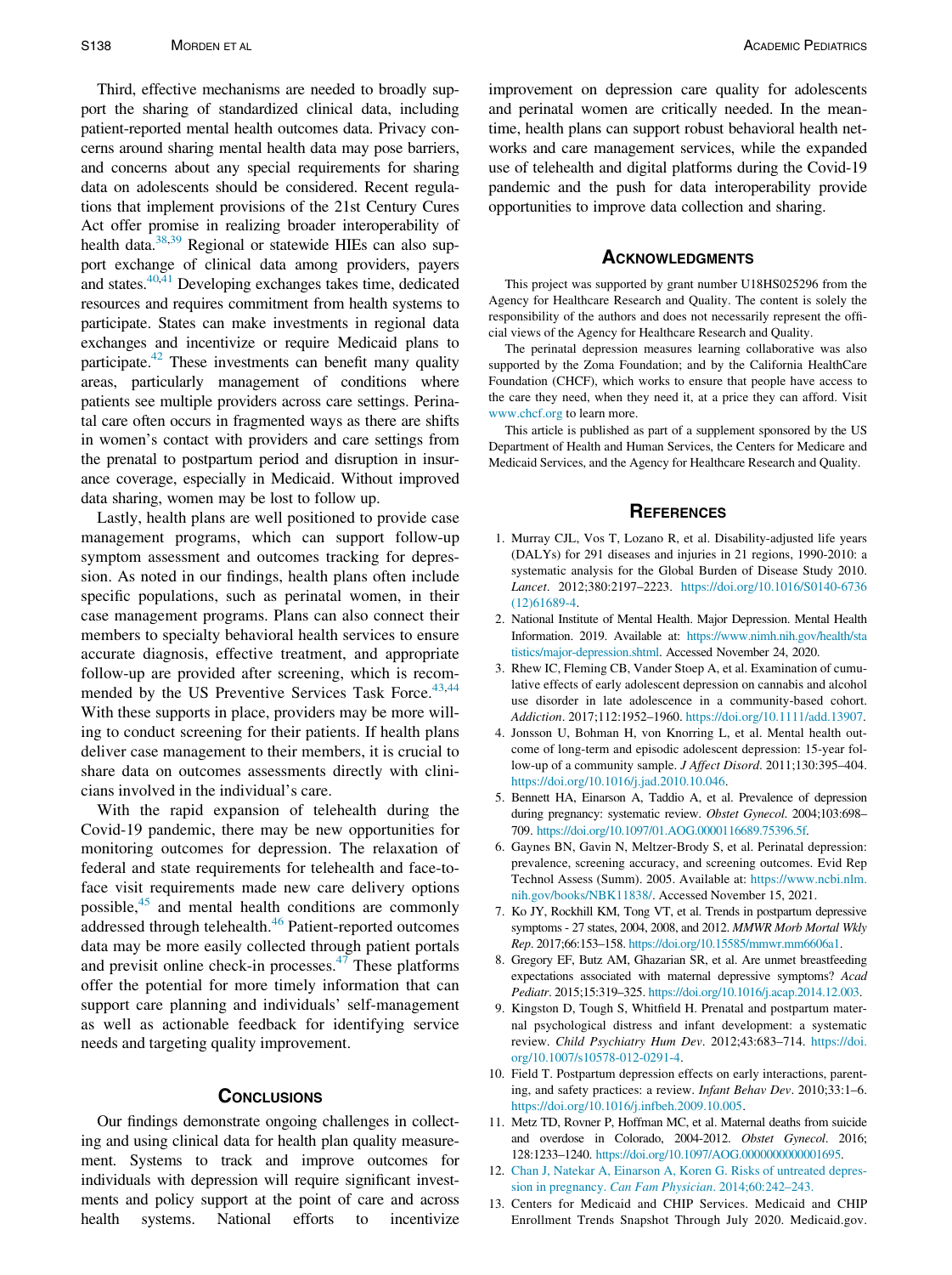Third, effective mechanisms are needed to broadly support the sharing of standardized clinical data, including patient-reported mental health outcomes data. Privacy concerns around sharing mental health data may pose barriers, and concerns about any special requirements for sharing data on adolescents should be considered. Recent regulations that implement provisions of the 21st Century Cures Act offer promise in realizing broader interoperability of health data.[38,39] Regional or statewide HIEs can also support exchange of clinical data among providers, payers and states.[40,41] Developing exchanges takes time, dedicated resources and requires commitment from health systems to participate. States can make investments in regional data exchanges and incentivize or require Medicaid plans to participate.[42] These investments can benefit many quality areas, particularly management of conditions where patients see multiple providers across care settings. Perinatal care often occurs in fragmented ways as there are shifts in women's contact with providers and care settings from the prenatal to postpartum period and disruption in insurance coverage, especially in Medicaid. Without improved data sharing, women may be lost to follow up.

Lastly, health plans are well positioned to provide case management programs, which can support follow-up symptom assessment and outcomes tracking for depression. As noted in our findings, health plans often include specific populations, such as perinatal women, in their case management programs. Plans can also connect their members to specialty behavioral health services to ensure accurate diagnosis, effective treatment, and appropriate follow-up are provided after screening, which is recommended by the US Preventive Services Task Force.[43,44] With these supports in place, providers may be more willing to conduct screening for their patients. If health plans deliver case management to their members, it is crucial to share data on outcomes assessments directly with clinicians involved in the individual's care.

With the rapid expansion of telehealth during the Covid-19 pandemic, there may be new opportunities for monitoring outcomes for depression. The relaxation of federal and state requirements for telehealth and face-to-face visit requirements made new care delivery options possible,[45] and mental health conditions are commonly addressed through telehealth.[46] Patient-reported outcomes data may be more easily collected through patient portals and previsit online check-in processes.[47] These platforms offer the potential for more timely information that can support care planning and individuals' self-management as well as actionable feedback for identifying service needs and targeting quality improvement.

## Conclusions

Our findings demonstrate ongoing challenges in collecting and using clinical data for health plan quality measurement. Systems to track and improve outcomes for individuals with depression will require significant investments and policy support at the point of care and across health systems. National efforts to incentivize improvement on depression care quality for adolescents and perinatal women are critically needed. In the meantime, health plans can support robust behavioral health networks and care management services, while the expanded use of telehealth and digital platforms during the Covid-19 pandemic and the push for data interoperability provide opportunities to improve data collection and sharing.

## Acknowledgments

This project was supported by grant number U18HS025296 from the Agency for Healthcare Research and Quality. The content is solely the responsibility of the authors and does not necessarily represent the official views of the Agency for Healthcare Research and Quality.

The perinatal depression measures learning collaborative was also supported by the Zoma Foundation; and by the California HealthCare Foundation (CHCF), which works to ensure that people have access to the care they need, when they need it, at a price they can afford. Visit www.chcf.org to learn more.

This article is published as part of a supplement sponsored by the US Department of Health and Human Services, the Centers for Medicare and Medicaid Services, and the Agency for Healthcare Research and Quality.

## References

1. Murray CJL, Vos T, Lozano R, et al. Disability-adjusted life years (DALYs) for 291 diseases and injuries in 21 regions, 1990-2010: a systematic analysis for the Global Burden of Disease Study 2010. *Lancet*. 2012;380:2197–2223. https://doi.org/10.1016/S0140-6736(12)61689-4.
2. National Institute of Mental Health. Major Depression. Mental Health Information. 2019. Available at: https://www.nimh.nih.gov/health/statistics/major-depression.shtml. Accessed November 24, 2020.
3. Rhew IC, Fleming CB, Vander Stoep A, et al. Examination of cumulative effects of early adolescent depression on cannabis and alcohol use disorder in late adolescence in a community-based cohort. *Addiction*. 2017;112:1952–1960. https://doi.org/10.1111/add.13907.
4. Jonsson U, Bohman H, von Knorring L, et al. Mental health outcome of long-term and episodic adolescent depression: 15-year follow-up of a community sample. *J Affect Disord*. 2011;130:395–404. https://doi.org/10.1016/j.jad.2010.10.046.
5. Bennett HA, Einarson A, Taddio A, et al. Prevalence of depression during pregnancy: systematic review. *Obstet Gynecol*. 2004;103:698–709. https://doi.org/10.1097/01.AOG.0000116689.75396.5f.
6. Gaynes BN, Gavin N, Meltzer-Brody S, et al. Perinatal depression: prevalence, screening accuracy, and screening outcomes. Evid Rep Technol Assess (Summ). 2005. Available at: https://www.ncbi.nlm.nih.gov/books/NBK11838/. Accessed November 15, 2021.
7. Ko JY, Rockhill KM, Tong VT, et al. Trends in postpartum depressive symptoms - 27 states, 2004, 2008, and 2012. *MMWR Morb Mortal Wkly Rep*. 2017;66:153–158. https://doi.org/10.15585/mmwr.mm6606a1.
8. Gregory EF, Butz AM, Ghazarian SR, et al. Are unmet breastfeeding expectations associated with maternal depressive symptoms? *Acad Pediatr*. 2015;15:319–325. https://doi.org/10.1016/j.acap.2014.12.003.
9. Kingston D, Tough S, Whitfield H. Prenatal and postpartum maternal psychological distress and infant development: a systematic review. *Child Psychiatry Hum Dev*. 2012;43:683–714. https://doi.org/10.1007/s10578-012-0291-4.
10. Field T. Postpartum depression effects on early interactions, parenting, and safety practices: a review. *Infant Behav Dev*. 2010;33:1–6. https://doi.org/10.1016/j.infbeh.2009.10.005.
11. Metz TD, Rovner P, Hoffman MC, et al. Maternal deaths from suicide and overdose in Colorado, 2004-2012. *Obstet Gynecol*. 2016;128:1233–1240. https://doi.org/10.1097/AOG.0000000000001695.
12. Chan J, Natekar A, Einarson A, Koren G. Risks of untreated depression in pregnancy. *Can Fam Physician*. 2014;60:242–243.
13. Centers for Medicaid and CHIP Services. Medicaid and CHIP Enrollment Trends Snapshot Through July 2020. Medicaid.gov.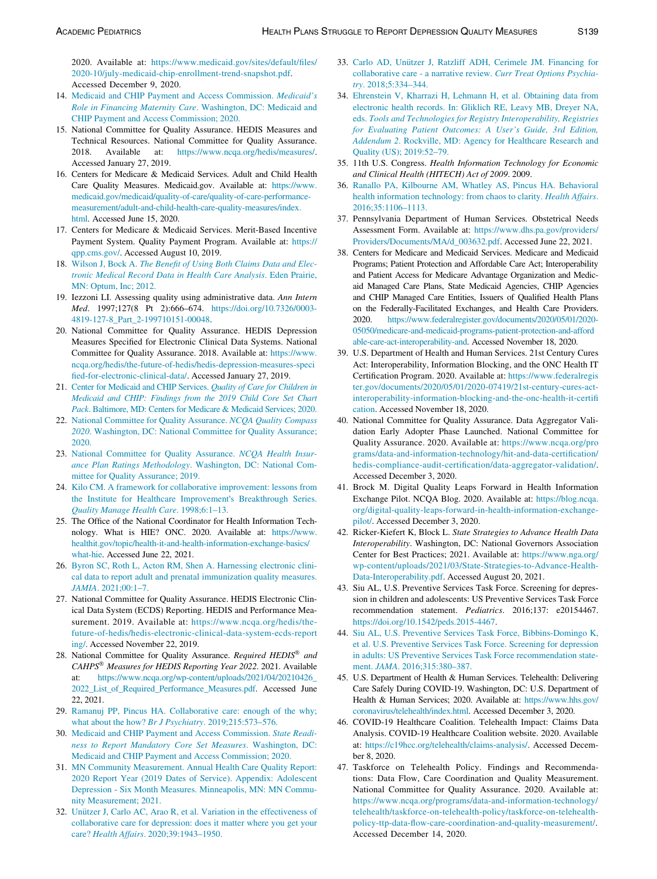2020. Available at: https://www.medicaid.gov/sites/default/files/2020-10/july-medicaid-chip-enrollment-trend-snapshot.pdf. Accessed December 9, 2020.

14. Medicaid and CHIP Payment and Access Commission. *Medicaid's Role in Financing Maternity Care*. Washington, DC: Medicaid and CHIP Payment and Access Commission; 2020.
15. National Committee for Quality Assurance. HEDIS Measures and Technical Resources. National Committee for Quality Assurance. 2018. Available at: https://www.ncqa.org/hedis/measures/. Accessed January 27, 2019.
16. Centers for Medicare & Medicaid Services. Adult and Child Health Care Quality Measures. Medicaid.gov. Available at: https://www.medicaid.gov/medicaid/quality-of-care/quality-of-care-performance-measurement/adult-and-child-health-care-quality-measures/index.html. Accessed June 15, 2020.
17. Centers for Medicare & Medicaid Services. Merit-Based Incentive Payment System. Quality Payment Program. Available at: https://qpp.cms.gov/. Accessed August 10, 2019.
18. Wilson J, Bock A. *The Benefit of Using Both Claims Data and Electronic Medical Record Data in Health Care Analysis*. Eden Prairie, MN: Optum, Inc; 2012.
19. Iezzoni LI. Assessing quality using administrative data. *Ann Intern Med*. 1997;127(8 Pt 2):666–674. https://doi.org/10.7326/0003-4819-127-8_Part_2-199710151-00048.
20. National Committee for Quality Assurance. HEDIS Depression Measures Specified for Electronic Clinical Data Systems. National Committee for Quality Assurance. 2018. Available at: https://www.ncqa.org/hedis/the-future-of-hedis/hedis-depression-measures-specified-for-electronic-clinical-data/. Accessed January 27, 2019.
21. Center for Medicaid and CHIP Services. *Quality of Care for Children in Medicaid and CHIP: Findings from the 2019 Child Core Set Chart Pack*. Baltimore, MD: Centers for Medicare & Medicaid Services; 2020.
22. National Committee for Quality Assurance. *NCQA Quality Compass 2020*. Washington, DC: National Committee for Quality Assurance; 2020.
23. National Committee for Quality Assurance. *NCQA Health Insurance Plan Ratings Methodology*. Washington, DC: National Committee for Quality Assurance; 2019.
24. Kilo CM. A framework for collaborative improvement: lessons from the Institute for Healthcare Improvement's Breakthrough Series. *Quality Manage Health Care*. 1998;6:1–13.
25. The Office of the National Coordinator for Health Information Technology. What is HIE? ONC. 2020. Available at: https://www.healthit.gov/topic/health-it-and-health-information-exchange-basics/what-hie. Accessed June 22, 2021.
26. Byron SC, Roth L, Acton RM, Shen A. Harnessing electronic clinical data to report adult and prenatal immunization quality measures. *JAMIA*. 2021;00:1–7.
27. National Committee for Quality Assurance. HEDIS Electronic Clinical Data System (ECDS) Reporting. HEDIS and Performance Measurement. 2019. Available at: https://www.ncqa.org/hedis/the-future-of-hedis/hedis-electronic-clinical-data-system-ecds-reporting/. Accessed November 22, 2019.
28. National Committee for Quality Assurance. *Required HEDIS® and CAHPS® Measures for HEDIS Reporting Year 2022*. 2021. Available at: https://www.ncqa.org/wp-content/uploads/2021/04/20210426_2022_List_of_Required_Performance_Measures.pdf. Accessed June 22, 2021.
29. Ramanuj PP, Pincus HA. Collaborative care: enough of the why; what about the how? *Br J Psychiatry*. 2019;215:573–576.
30. Medicaid and CHIP Payment and Access Commission. *State Readiness to Report Mandatory Core Set Measures*. Washington, DC: Medicaid and CHIP Payment and Access Commission; 2020.
31. MN Community Measurement. Annual Health Care Quality Report: 2020 Report Year (2019 Dates of Service). Appendix: Adolescent Depression - Six Month Measures. Minneapolis, MN: MN Community Measurement; 2021.
32. Unützer J, Carlo AC, Arao R, et al. Variation in the effectiveness of collaborative care for depression: does it matter where you get your care? *Health Affairs*. 2020;39:1943–1950.
33. Carlo AD, Unützer J, Ratzliff ADH, Cerimele JM. Financing for collaborative care - a narrative review. *Curr Treat Options Psychiatry*. 2018;5:334–344.
34. Ehrenstein V, Kharrazi H, Lehmann H, et al. Obtaining data from electronic health records. In: Gliklich RE, Leavy MB, Dreyer NA, eds. *Tools and Technologies for Registry Interoperability, Registries for Evaluating Patient Outcomes: A User's Guide, 3rd Edition, Addendum 2*. Rockville, MD: Agency for Healthcare Research and Quality (US); 2019:52–79.
35. 11th U.S. Congress. *Health Information Technology for Economic and Clinical Health (HITECH) Act of 2009*. 2009.
36. Ranallo PA, Kilbourne AM, Whatley AS, Pincus HA. Behavioral health information technology: from chaos to clarity. *Health Affairs*. 2016;35:1106–1113.
37. Pennsylvania Department of Human Services. Obstetrical Needs Assessment Form. Available at: https://www.dhs.pa.gov/providers/Providers/Documents/MA/d_003632.pdf. Accessed June 22, 2021.
38. Centers for Medicare and Medicaid Services. Medicare and Medicaid Programs; Patient Protection and Affordable Care Act; Interoperability and Patient Access for Medicare Advantage Organization and Medicaid Managed Care Plans, State Medicaid Agencies, CHIP Agencies and CHIP Managed Care Entities, Issuers of Qualified Health Plans on the Federally-Facilitated Exchanges, and Health Care Providers. 2020. https://www.federalregister.gov/documents/2020/05/01/2020-05050/medicare-and-medicaid-programs-patient-protection-and-affordable-care-act-interoperability-and. Accessed November 18, 2020.
39. U.S. Department of Health and Human Services. 21st Century Cures Act: Interoperability, Information Blocking, and the ONC Health IT Certification Program. 2020. Available at: https://www.federalregister.gov/documents/2020/05/01/2020-07419/21st-century-cures-act-interoperability-information-blocking-and-the-onc-health-it-certification. Accessed November 18, 2020.
40. National Committee for Quality Assurance. Data Aggregator Validation Early Adopter Phase Launched. National Committee for Quality Assurance. 2020. Available at: https://www.ncqa.org/programs/data-and-information-technology/hit-and-data-certification/hedis-compliance-audit-certification/data-aggregator-validation/. Accessed December 3, 2020.
41. Brock M. Digital Quality Leaps Forward in Health Information Exchange Pilot. NCQA Blog. 2020. Available at: https://blog.ncqa.org/digital-quality-leaps-forward-in-health-information-exchange-pilot/. Accessed December 3, 2020.
42. Ricker-Kiefert K, Block L. *State Strategies to Advance Health Data Interoperability*. Washington, DC: National Governors Association Center for Best Practices; 2021. Available at: https://www.nga.org/wp-content/uploads/2021/03/State-Strategies-to-Advance-Health-Data-Interoperability.pdf. Accessed August 20, 2021.
43. Siu AL, U.S. Preventive Services Task Force. Screening for depression in children and adolescents: US Preventive Services Task Force recommendation statement. *Pediatrics*. 2016;137: e20154467. https://doi.org/10.1542/peds.2015-4467.
44. Siu AL, U.S. Preventive Services Task Force, Bibbins-Domingo K, et al. U.S. Preventive Services Task Force. Screening for depression in adults: US Preventive Services Task Force recommendation statement. *JAMA*. 2016;315:380–387.
45. U.S. Department of Health & Human Services. Telehealth: Delivering Care Safely During COVID-19. Washington, DC: U.S. Department of Health & Human Services; 2020. Available at: https://www.hhs.gov/coronavirus/telehealth/index.html. Accessed December 3, 2020.
46. COVID-19 Healthcare Coalition. Telehealth Impact: Claims Data Analysis. COVID-19 Healthcare Coalition website. 2020. Available at: https://c19hcc.org/telehealth/claims-analysis/. Accessed December 8, 2020.
47. Taskforce on Telehealth Policy. Findings and Recommendations: Data Flow, Care Coordination and Quality Measurement. National Committee for Quality Assurance. 2020. Available at: https://www.ncqa.org/programs/data-and-information-technology/telehealth/taskforce-on-telehealth-policy/taskforce-on-telehealth-policy-ttp-data-flow-care-coordination-and-quality-measurement/. Accessed December 14, 2020.